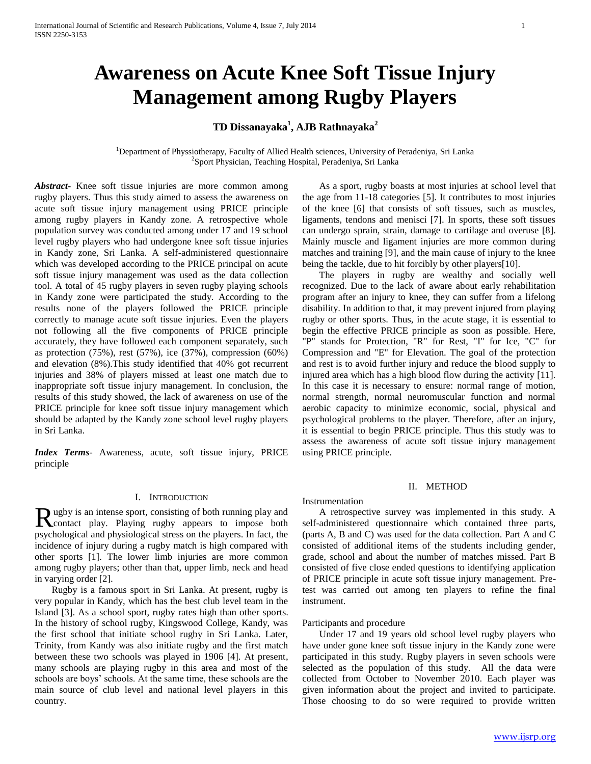# Awareness on Acute Knee Soft Tissue Injury Management among Rugby Players

**TD Dissanayaka[1], AJB Rathnayaka[2]**

[1]Department of Physsiotherapy, Faculty of Allied Health sciences, University of Peradeniya, Sri Lanka
[2]Sport Physician, Teaching Hospital, Peradeniya, Sri Lanka

***Abstract-*** Knee soft tissue injuries are more common among rugby players. Thus this study aimed to assess the awareness on acute soft tissue injury management using PRICE principle among rugby players in Kandy zone. A retrospective whole population survey was conducted among under 17 and 19 school level rugby players who had undergone knee soft tissue injuries in Kandy zone, Sri Lanka. A self-administered questionnaire which was developed according to the PRICE principal on acute soft tissue injury management was used as the data collection tool. A total of 45 rugby players in seven rugby playing schools in Kandy zone were participated the study. According to the results none of the players followed the PRICE principle correctly to manage acute soft tissue injuries. Even the players not following all the five components of PRICE principle accurately, they have followed each component separately, such as protection (75%), rest (57%), ice (37%), compression (60%) and elevation (8%).This study identified that 40% got recurrent injuries and 38% of players missed at least one match due to inappropriate soft tissue injury management. In conclusion, the results of this study showed, the lack of awareness on use of the PRICE principle for knee soft tissue injury management which should be adapted by the Kandy zone school level rugby players in Sri Lanka.

***Index Terms-*** Awareness, acute, soft tissue injury, PRICE principle

## I. Introduction

Rugby is an intense sport, consisting of both running play and contact play. Playing rugby appears to impose both psychological and physiological stress on the players. In fact, the incidence of injury during a rugby match is high compared with other sports [1]. The lower limb injuries are more common among rugby players; other than that, upper limb, neck and head in varying order [2].

Rugby is a famous sport in Sri Lanka. At present, rugby is very popular in Kandy, which has the best club level team in the Island [3]. As a school sport, rugby rates high than other sports. In the history of school rugby, Kingswood College, Kandy, was the first school that initiate school rugby in Sri Lanka. Later, Trinity, from Kandy was also initiate rugby and the first match between these two schools was played in 1906 [4]. At present, many schools are playing rugby in this area and most of the schools are boys' schools. At the same time, these schools are the main source of club level and national level players in this country.

As a sport, rugby boasts at most injuries at school level that the age from 11-18 categories [5]. It contributes to most injuries of the knee [6] that consists of soft tissues, such as muscles, ligaments, tendons and menisci [7]. In sports, these soft tissues can undergo sprain, strain, damage to cartilage and overuse [8]. Mainly muscle and ligament injuries are more common during matches and training [9], and the main cause of injury to the knee being the tackle, due to hit forcibly by other players[10].

The players in rugby are wealthy and socially well recognized. Due to the lack of aware about early rehabilitation program after an injury to knee, they can suffer from a lifelong disability. In addition to that, it may prevent injured from playing rugby or other sports. Thus, in the acute stage, it is essential to begin the effective PRICE principle as soon as possible. Here, "P" stands for Protection, "R" for Rest, "I" for Ice, "C" for Compression and "E" for Elevation. The goal of the protection and rest is to avoid further injury and reduce the blood supply to injured area which has a high blood flow during the activity [11]. In this case it is necessary to ensure: normal range of motion, normal strength, normal neuromuscular function and normal aerobic capacity to minimize economic, social, physical and psychological problems to the player. Therefore, after an injury, it is essential to begin PRICE principle. Thus this study was to assess the awareness of acute soft tissue injury management using PRICE principle.

## II. Method

### Instrumentation

A retrospective survey was implemented in this study. A self-administered questionnaire which contained three parts, (parts A, B and C) was used for the data collection. Part A and C consisted of additional items of the students including gender, grade, school and about the number of matches missed. Part B consisted of five close ended questions to identifying application of PRICE principle in acute soft tissue injury management. Pre-test was carried out among ten players to refine the final instrument.

### Participants and procedure

Under 17 and 19 years old school level rugby players who have under gone knee soft tissue injury in the Kandy zone were participated in this study. Rugby players in seven schools were selected as the population of this study. All the data were collected from October to November 2010. Each player was given information about the project and invited to participate. Those choosing to do so were required to provide written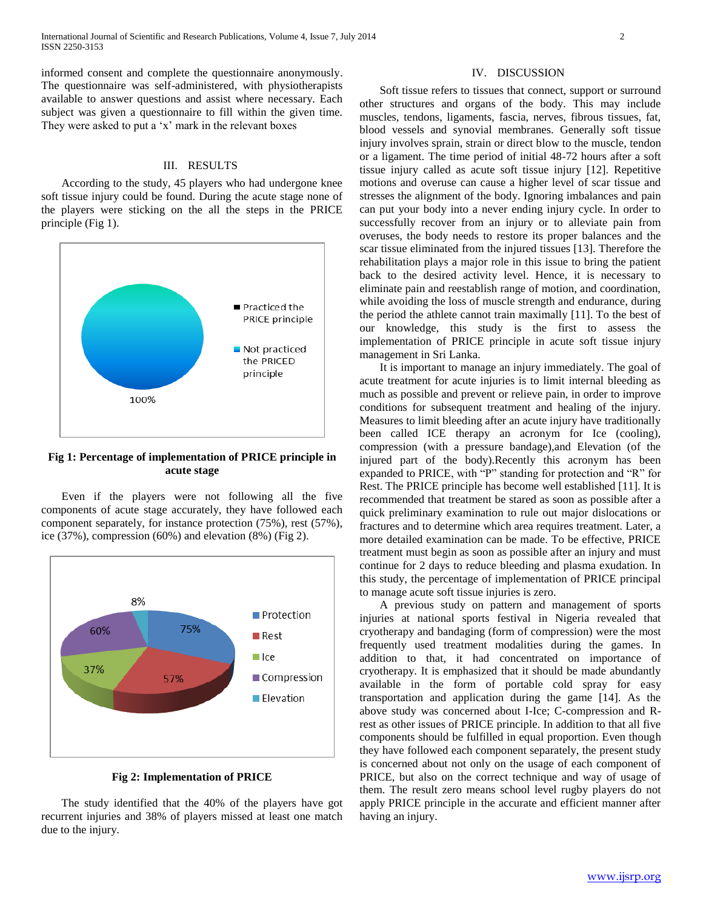informed consent and complete the questionnaire anonymously. The questionnaire was self-administered, with physiotherapists available to answer questions and assist where necessary. Each subject was given a questionnaire to fill within the given time. They were asked to put a 'x' mark in the relevant boxes

## III. RESULTS

According to the study, 45 players who had undergone knee soft tissue injury could be found. During the acute stage none of the players were sticking on the all the steps in the PRICE principle (Fig 1).

**Fig 1: Percentage of implementation of PRICE principle in acute stage**

Even if the players were not following all the five components of acute stage accurately, they have followed each component separately, for instance protection (75%), rest (57%), ice (37%), compression (60%) and elevation (8%) (Fig 2).

**Fig 2: Implementation of PRICE**

The study identified that the 40% of the players have got recurrent injuries and 38% of players missed at least one match due to the injury.

## IV. DISCUSSION

Soft tissue refers to tissues that connect, support or surround other structures and organs of the body. This may include muscles, tendons, ligaments, fascia, nerves, fibrous tissues, fat, blood vessels and synovial membranes. Generally soft tissue injury involves sprain, strain or direct blow to the muscle, tendon or a ligament. The time period of initial 48-72 hours after a soft tissue injury called as acute soft tissue injury [12]. Repetitive motions and overuse can cause a higher level of scar tissue and stresses the alignment of the body. Ignoring imbalances and pain can put your body into a never ending injury cycle. In order to successfully recover from an injury or to alleviate pain from overuses, the body needs to restore its proper balances and the scar tissue eliminated from the injured tissues [13]. Therefore the rehabilitation plays a major role in this issue to bring the patient back to the desired activity level. Hence, it is necessary to eliminate pain and reestablish range of motion, and coordination, while avoiding the loss of muscle strength and endurance, during the period the athlete cannot train maximally [11]. To the best of our knowledge, this study is the first to assess the implementation of PRICE principle in acute soft tissue injury management in Sri Lanka.

It is important to manage an injury immediately. The goal of acute treatment for acute injuries is to limit internal bleeding as much as possible and prevent or relieve pain, in order to improve conditions for subsequent treatment and healing of the injury. Measures to limit bleeding after an acute injury have traditionally been called ICE therapy an acronym for Ice (cooling), compression (with a pressure bandage),and Elevation (of the injured part of the body).Recently this acronym has been expanded to PRICE, with "P" standing for protection and "R" for Rest. The PRICE principle has become well established [11]. It is recommended that treatment be stared as soon as possible after a quick preliminary examination to rule out major dislocations or fractures and to determine which area requires treatment. Later, a more detailed examination can be made. To be effective, PRICE treatment must begin as soon as possible after an injury and must continue for 2 days to reduce bleeding and plasma exudation. In this study, the percentage of implementation of PRICE principal to manage acute soft tissue injuries is zero.

A previous study on pattern and management of sports injuries at national sports festival in Nigeria revealed that cryotherapy and bandaging (form of compression) were the most frequently used treatment modalities during the games. In addition to that, it had concentrated on importance of cryotherapy. It is emphasized that it should be made abundantly available in the form of portable cold spray for easy transportation and application during the game [14]. As the above study was concerned about I-Ice; C-compression and R-rest as other issues of PRICE principle. In addition to that all five components should be fulfilled in equal proportion. Even though they have followed each component separately, the present study is concerned about not only on the usage of each component of PRICE, but also on the correct technique and way of usage of them. The result zero means school level rugby players do not apply PRICE principle in the accurate and efficient manner after having an injury.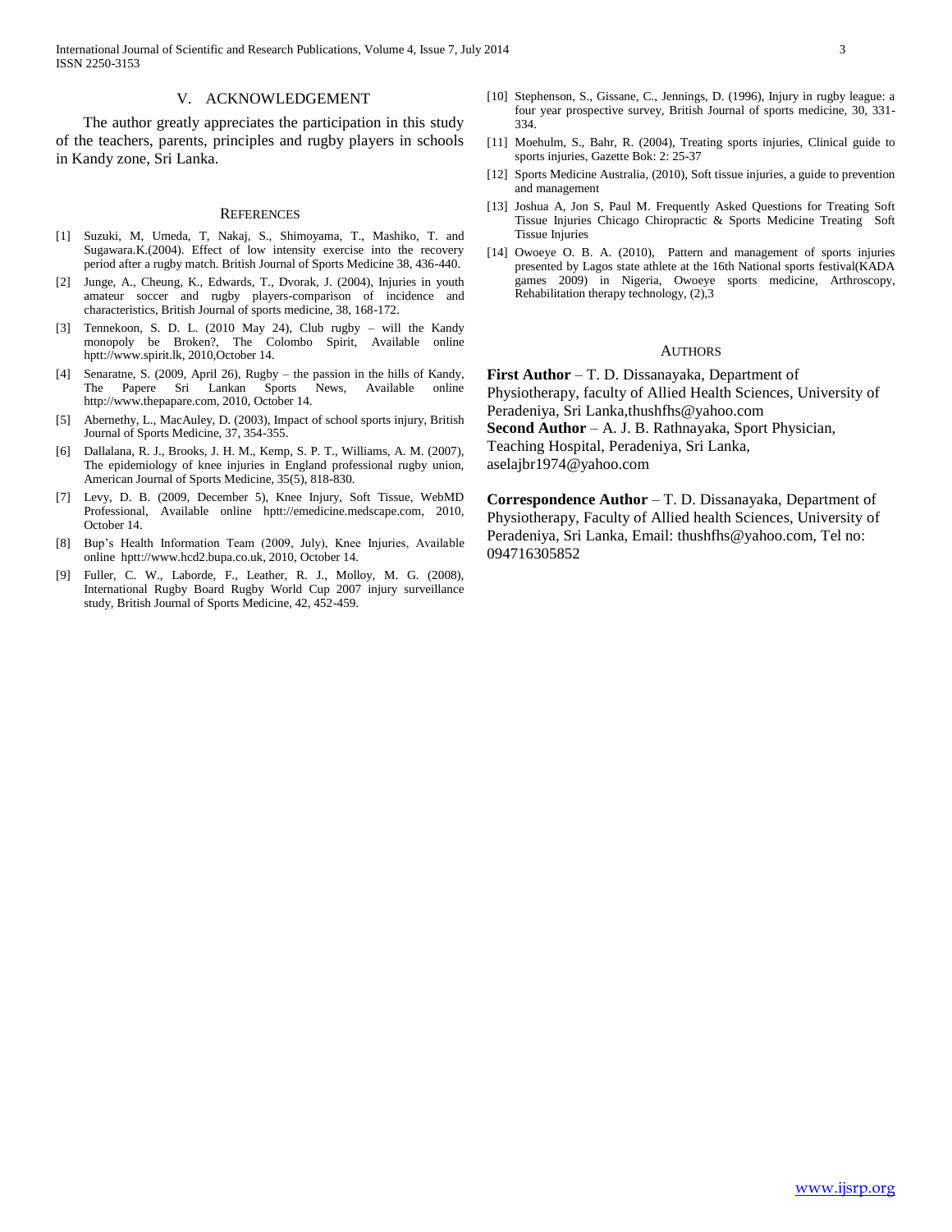## V. ACKNOWLEDGEMENT

The author greatly appreciates the participation in this study of the teachers, parents, principles and rugby players in schools in Kandy zone, Sri Lanka.

## REFERENCES

[1] Suzuki, M, Umeda, T, Nakaj, S., Shimoyama, T., Mashiko, T. and Sugawara.K.(2004). Effect of low intensity exercise into the recovery period after a rugby match. British Journal of Sports Medicine 38, 436-440.

[2] Junge, A., Cheung, K., Edwards, T., Dvorak, J. (2004), Injuries in youth amateur soccer and rugby players-comparison of incidence and characteristics, British Journal of sports medicine, 38, 168-172.

[3] Tennekoon, S. D. L. (2010 May 24), Club rugby – will the Kandy monopoly be Broken?, The Colombo Spirit, Available online hptt://www.spirit.lk, 2010,October 14.

[4] Senaratne, S. (2009, April 26), Rugby – the passion in the hills of Kandy, The Papere Sri Lankan Sports News, Available online http://www.thepapare.com, 2010, October 14.

[5] Abernethy, L., MacAuley, D. (2003), Impact of school sports injury, British Journal of Sports Medicine, 37, 354-355.

[6] Dallalana, R. J., Brooks, J. H. M., Kemp, S. P. T., Williams, A. M. (2007), The epidemiology of knee injuries in England professional rugby union, American Journal of Sports Medicine, 35(5), 818-830.

[7] Levy, D. B. (2009, December 5), Knee Injury, Soft Tissue, WebMD Professional, Available online hptt://emedicine.medscape.com, 2010, October 14.

[8] Bup's Health Information Team (2009, July), Knee Injuries, Available online hptt://www.hcd2.bupa.co.uk, 2010, October 14.

[9] Fuller, C. W., Laborde, F., Leather, R. J., Molloy, M. G. (2008), International Rugby Board Rugby World Cup 2007 injury surveillance study, British Journal of Sports Medicine, 42, 452-459.

[10] Stephenson, S., Gissane, C., Jennings, D. (1996), Injury in rugby league: a four year prospective survey, British Journal of sports medicine, 30, 331-334.

[11] Moehulm, S., Bahr, R. (2004), Treating sports injuries, Clinical guide to sports injuries, Gazette Bok: 2: 25-37

[12] Sports Medicine Australia, (2010), Soft tissue injuries, a guide to prevention and management

[13] Joshua A, Jon S, Paul M. Frequently Asked Questions for Treating Soft Tissue Injuries Chicago Chiropractic & Sports Medicine Treating Soft Tissue Injuries

[14] Owoeye O. B. A. (2010), Pattern and management of sports injuries presented by Lagos state athlete at the 16th National sports festival(KADA games 2009) in Nigeria, Owoeye sports medicine, Arthroscopy, Rehabilitation therapy technology, (2),3

## AUTHORS

**First Author** – T. D. Dissanayaka, Department of Physiotherapy, faculty of Allied Health Sciences, University of Peradeniya, Sri Lanka,thushfhs@yahoo.com

**Second Author** – A. J. B. Rathnayaka, Sport Physician, Teaching Hospital, Peradeniya, Sri Lanka, aselajbr1974@yahoo.com

**Correspondence Author** – T. D. Dissanayaka, Department of Physiotherapy, Faculty of Allied health Sciences, University of Peradeniya, Sri Lanka, Email: thushfhs@yahoo.com, Tel no: 094716305852